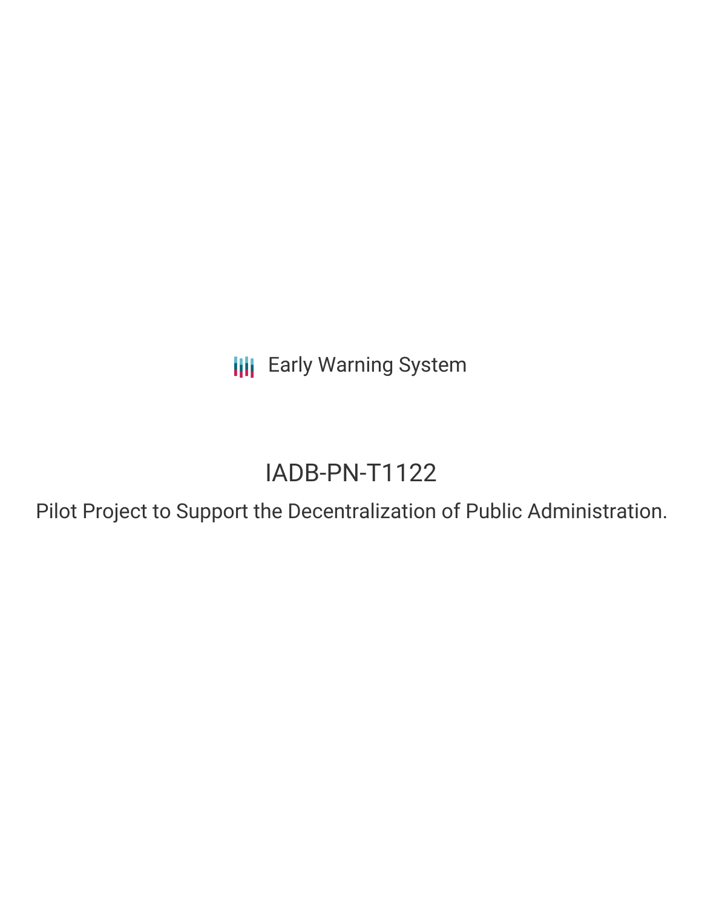Early Warning System

# IADB-PN-T1122

## Pilot Project to Support the Decentralization of Public Administration.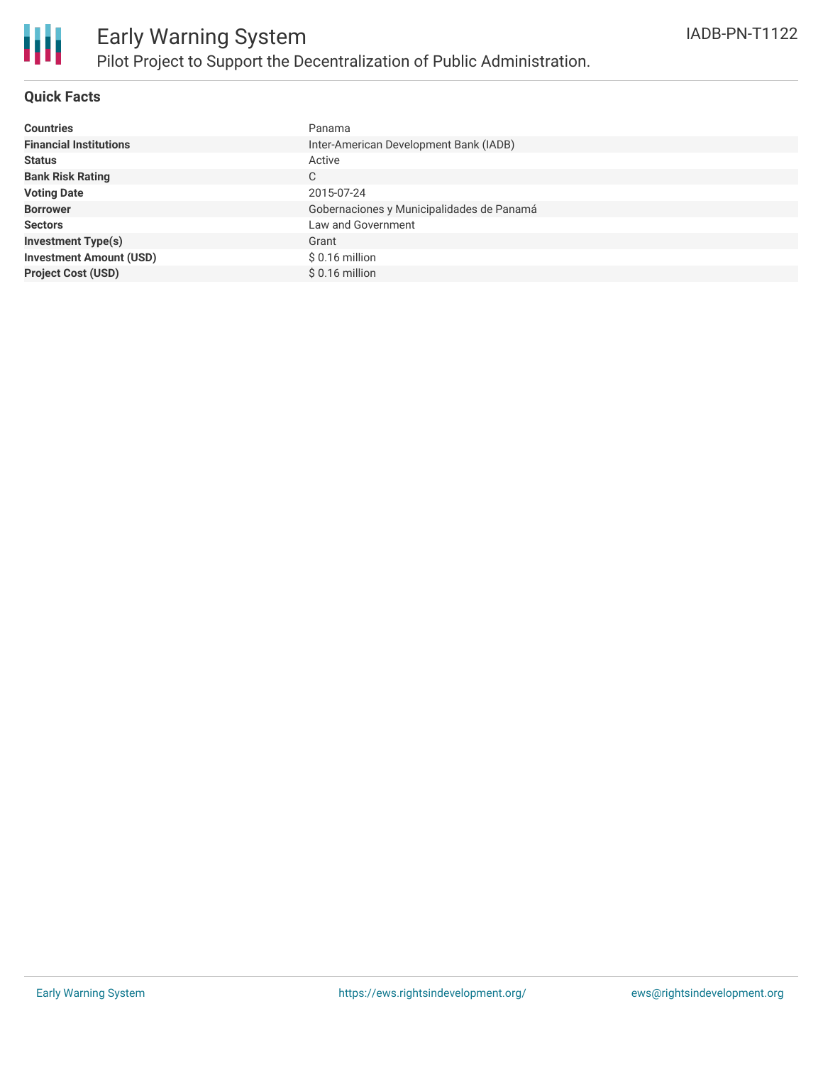# Early Warning System

## Pilot Project to Support the Decentralization of Public Administration.

IADB-PN-T1122

### Quick Facts

| | |
|---|---|
| **Countries** | Panama |
| **Financial Institutions** | Inter-American Development Bank (IADB) |
| **Status** | Active |
| **Bank Risk Rating** | C |
| **Voting Date** | 2015-07-24 |
| **Borrower** | Gobernaciones y Municipalidades de Panamá |
| **Sectors** | Law and Government |
| **Investment Type(s)** | Grant |
| **Investment Amount (USD)** | $ 0.16 million |
| **Project Cost (USD)** | $ 0.16 million |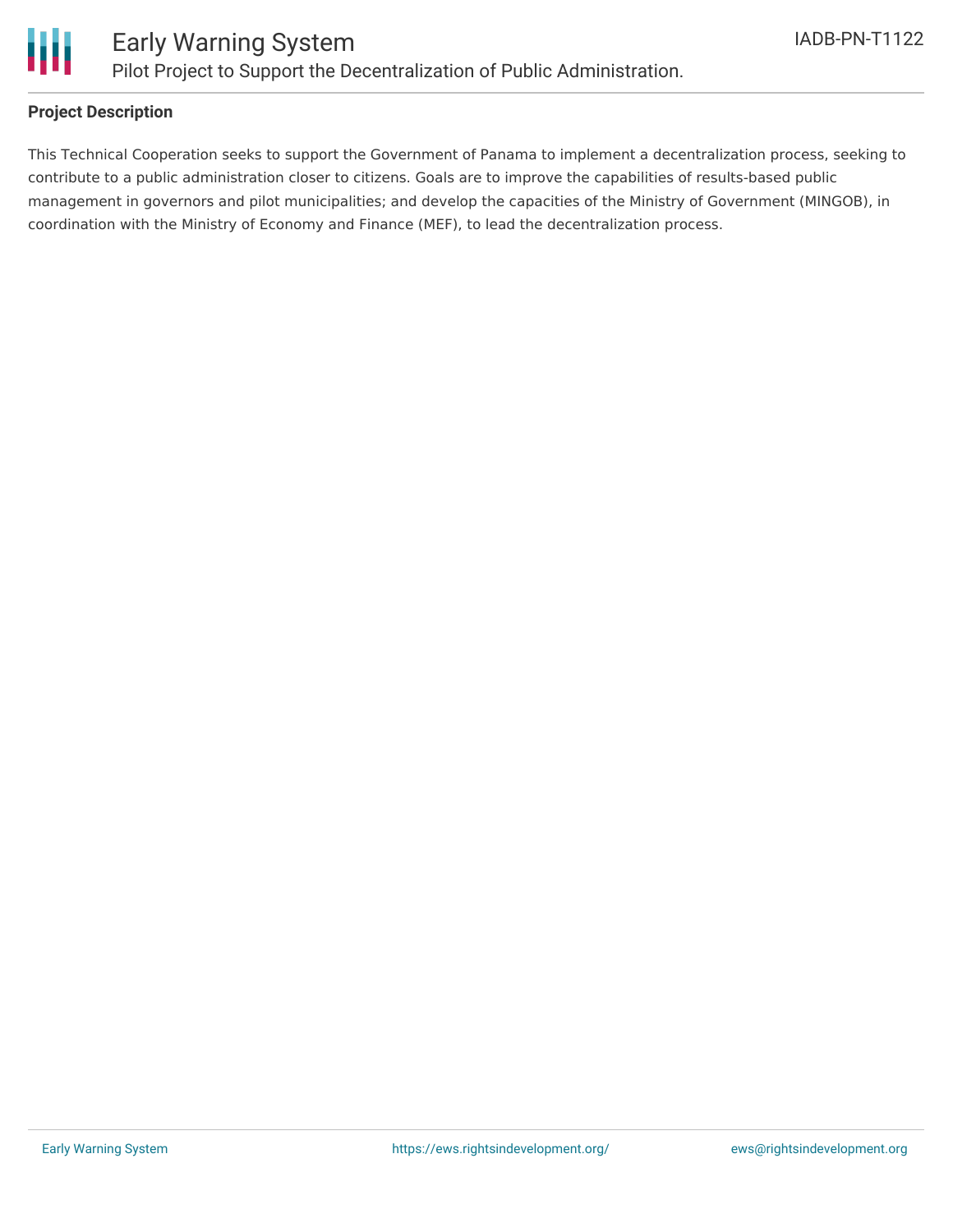**Project Description**

This Technical Cooperation seeks to support the Government of Panama to implement a decentralization process, seeking to contribute to a public administration closer to citizens. Goals are to improve the capabilities of results-based public management in governors and pilot municipalities; and develop the capacities of the Ministry of Government (MINGOB), in coordination with the Ministry of Economy and Finance (MEF), to lead the decentralization process.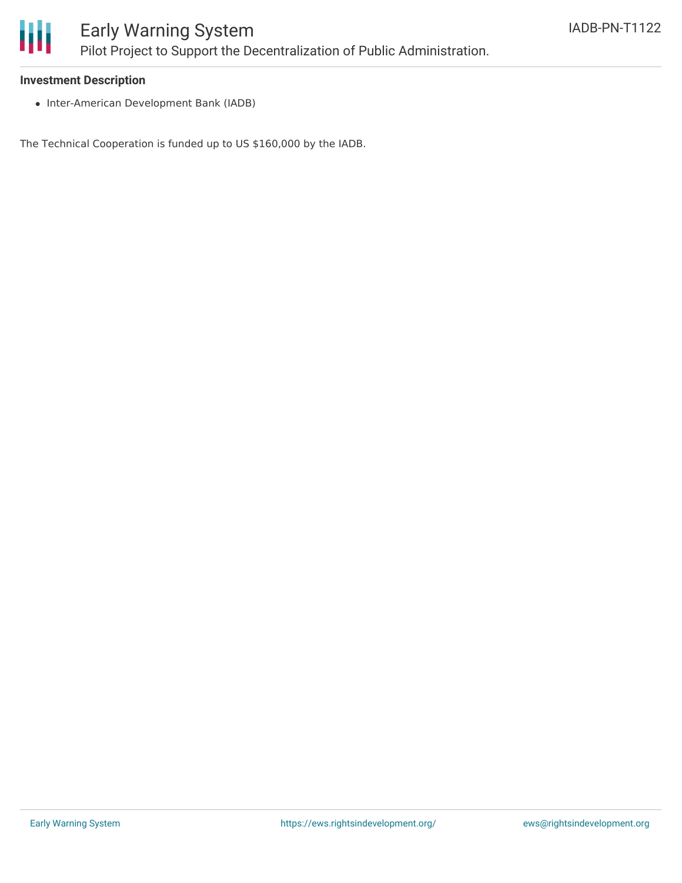### Investment Description

- Inter-American Development Bank (IADB)

The Technical Cooperation is funded up to US $160,000 by the IADB.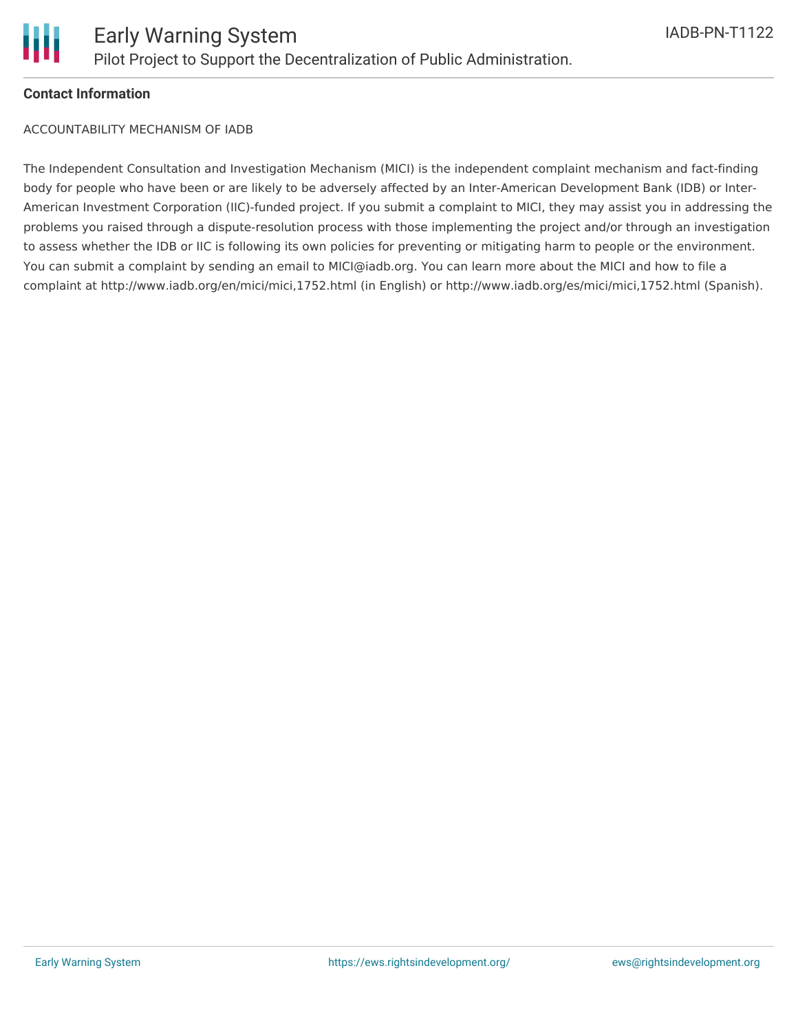**Contact Information**

ACCOUNTABILITY MECHANISM OF IADB

The Independent Consultation and Investigation Mechanism (MICI) is the independent complaint mechanism and fact-finding body for people who have been or are likely to be adversely affected by an Inter-American Development Bank (IDB) or Inter-American Investment Corporation (IIC)-funded project. If you submit a complaint to MICI, they may assist you in addressing the problems you raised through a dispute-resolution process with those implementing the project and/or through an investigation to assess whether the IDB or IIC is following its own policies for preventing or mitigating harm to people or the environment. You can submit a complaint by sending an email to MICI@iadb.org. You can learn more about the MICI and how to file a complaint at http://www.iadb.org/en/mici/mici,1752.html (in English) or http://www.iadb.org/es/mici/mici,1752.html (Spanish).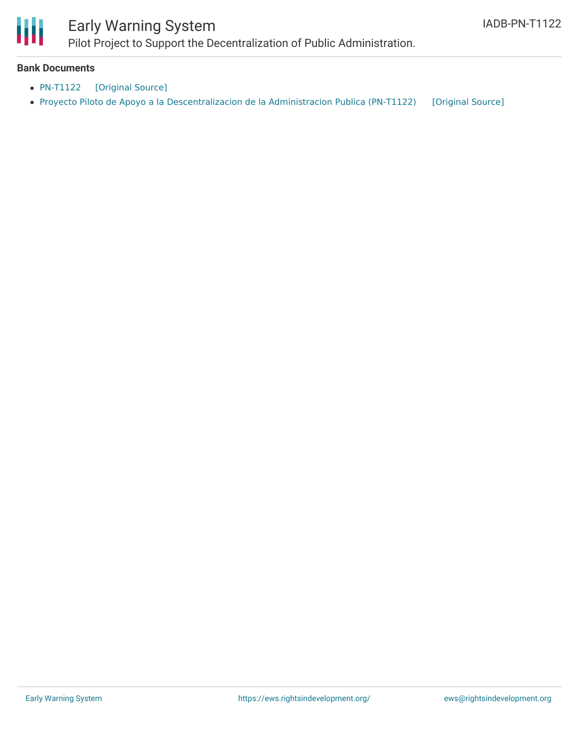**Bank Documents**

- PN-T1122 [Original Source]
- Proyecto Piloto de Apoyo a la Descentralizacion de la Administracion Publica (PN-T1122) [Original Source]